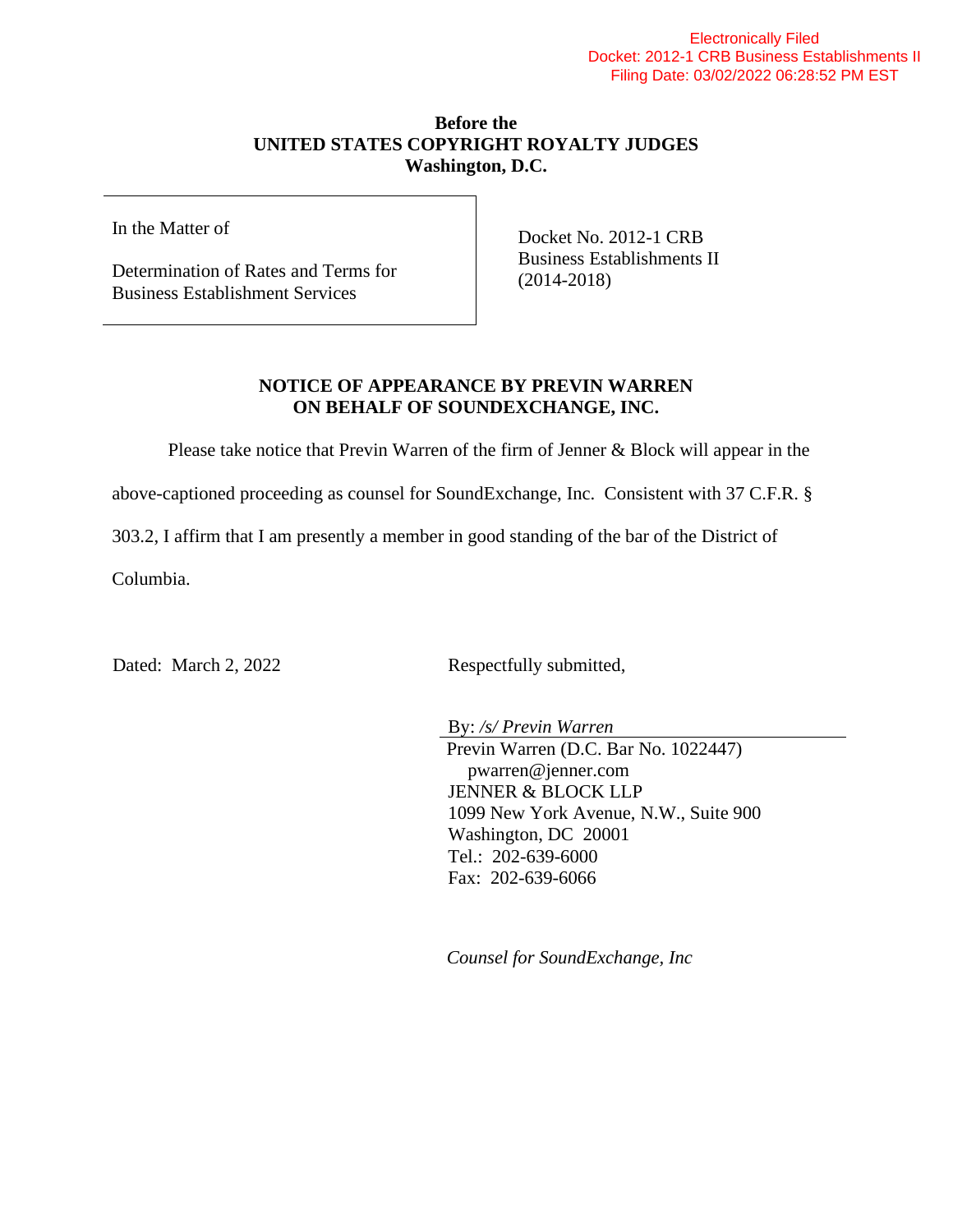Electronically Filed
Docket: 2012-1 CRB Business Establishments II
Filing Date: 03/02/2022 06:28:52 PM EST

**Before the**
**UNITED STATES COPYRIGHT ROYALTY JUDGES**
**Washington, D.C.**

| In the Matter of<br><br>Determination of Rates and Terms for Business Establishment Services | Docket No. 2012-1 CRB Business Establishments II (2014-2018) |
|---|---|

## NOTICE OF APPEARANCE BY PREVIN WARREN ON BEHALF OF SOUNDEXCHANGE, INC.

Please take notice that Previn Warren of the firm of Jenner & Block will appear in the above-captioned proceeding as counsel for SoundExchange, Inc. Consistent with 37 C.F.R. § 303.2, I affirm that I am presently a member in good standing of the bar of the District of Columbia.

Dated: March 2, 2022

Respectfully submitted,

By: */s/ Previn Warren*
Previn Warren (D.C. Bar No. 1022447)
pwarren@jenner.com
JENNER & BLOCK LLP
1099 New York Avenue, N.W., Suite 900
Washington, DC 20001
Tel.: 202-639-6000
Fax: 202-639-6066

*Counsel for SoundExchange, Inc*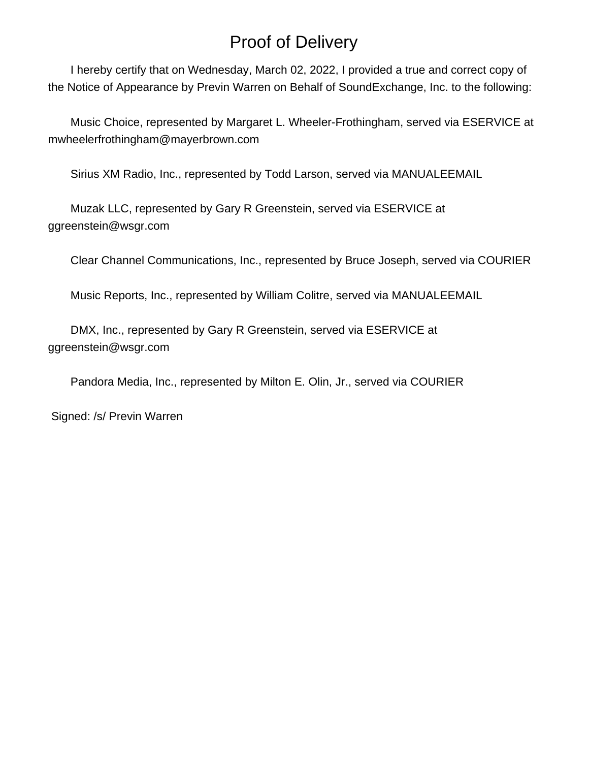# Proof of Delivery

I hereby certify that on Wednesday, March 02, 2022, I provided a true and correct copy of the Notice of Appearance by Previn Warren on Behalf of SoundExchange, Inc. to the following:

Music Choice, represented by Margaret L. Wheeler-Frothingham, served via ESERVICE at mwheelerfrothingham@mayerbrown.com

Sirius XM Radio, Inc., represented by Todd Larson, served via MANUALEEMAIL

Muzak LLC, represented by Gary R Greenstein, served via ESERVICE at ggreenstein@wsgr.com

Clear Channel Communications, Inc., represented by Bruce Joseph, served via COURIER

Music Reports, Inc., represented by William Colitre, served via MANUALEEMAIL

DMX, Inc., represented by Gary R Greenstein, served via ESERVICE at ggreenstein@wsgr.com

Pandora Media, Inc., represented by Milton E. Olin, Jr., served via COURIER

Signed: /s/ Previn Warren